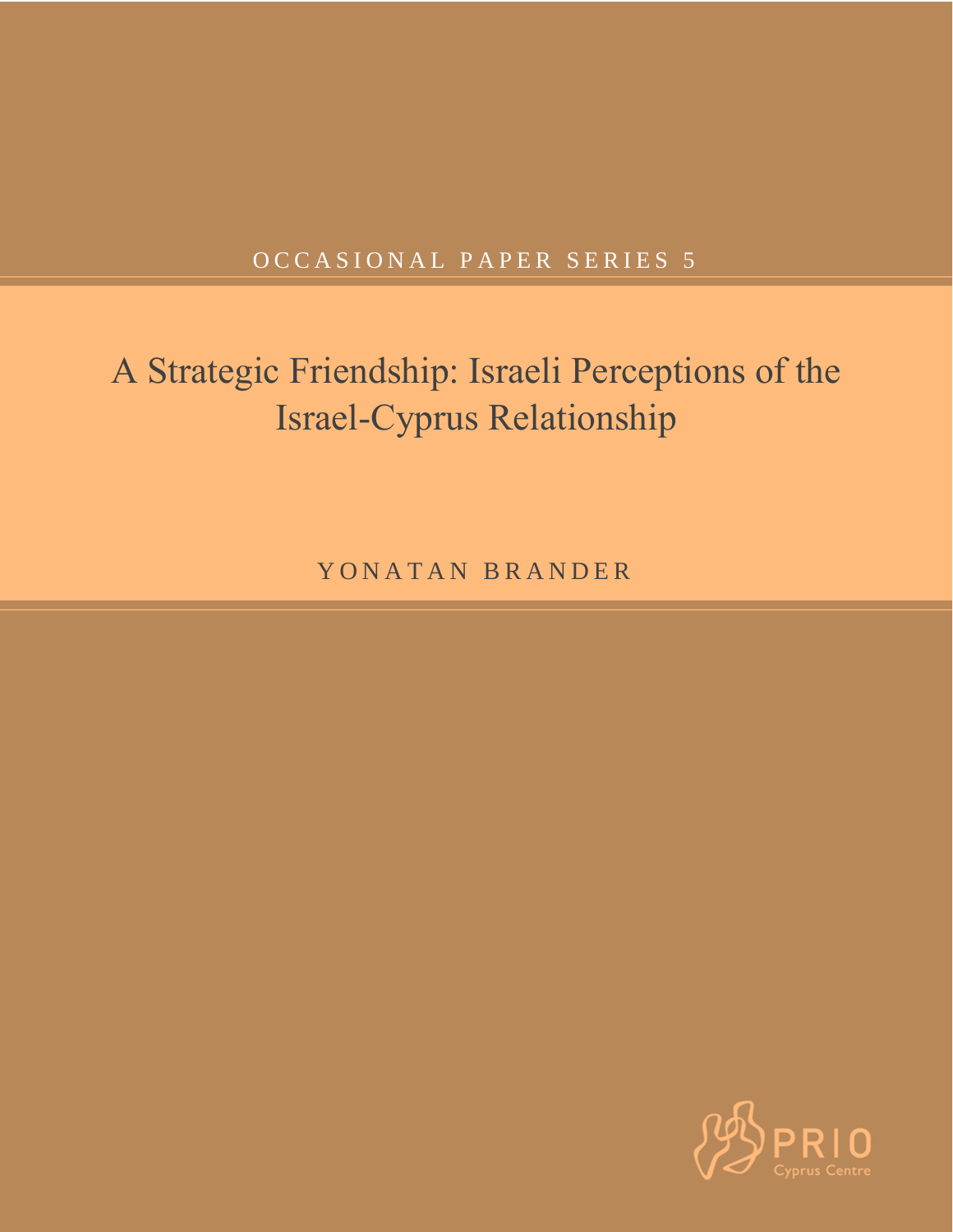OCCASIONAL PAPER SERIES 5

# A Strategic Friendship: Israeli Perceptions of the Israel-Cyprus Relationship

YONATAN BRANDER

PRIO Cyprus Centre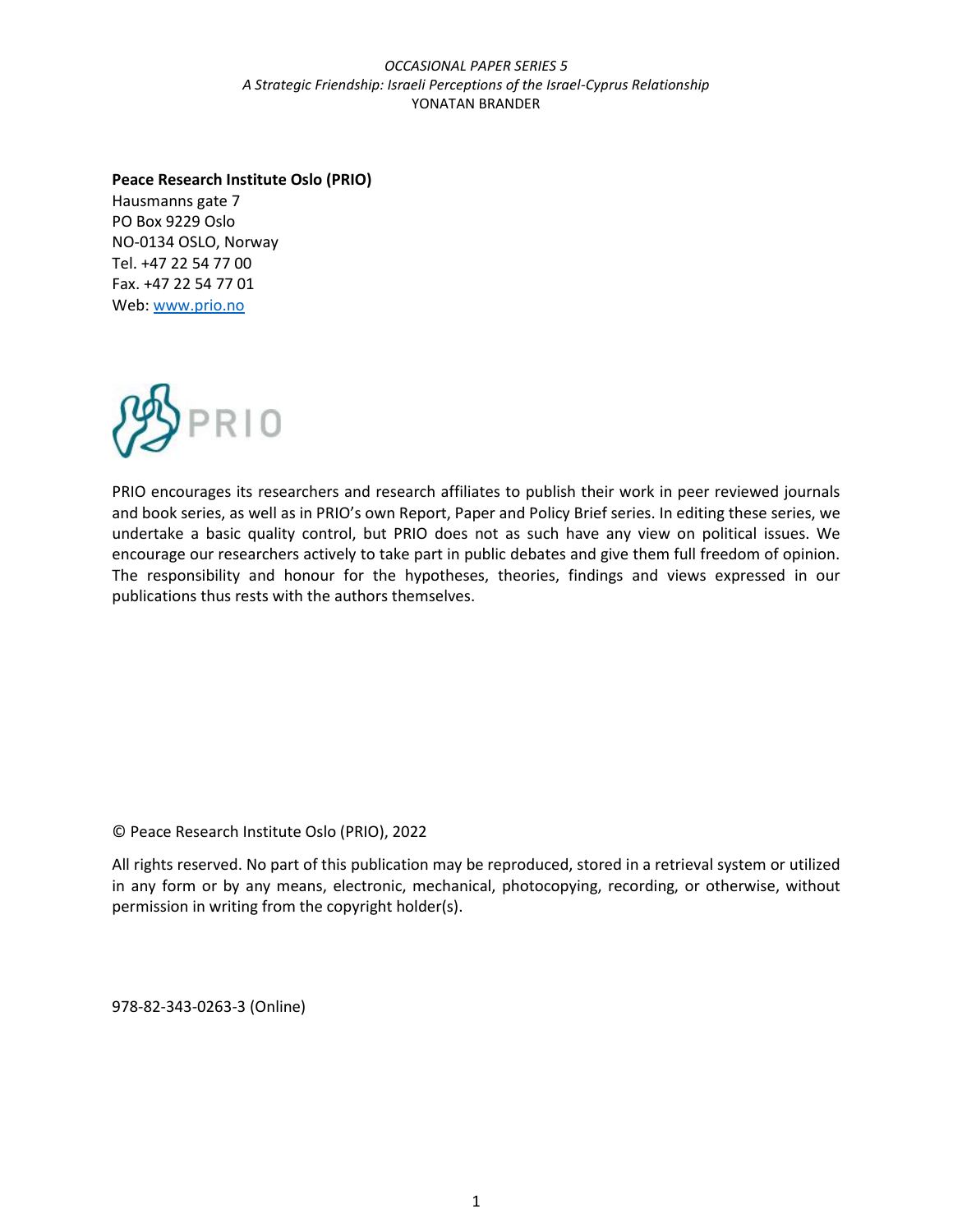**Peace Research Institute Oslo (PRIO)**
Hausmanns gate 7
PO Box 9229 Oslo
NO-0134 OSLO, Norway
Tel. +47 22 54 77 00
Fax. +47 22 54 77 01
Web: [www.prio.no](http://www.prio.no)

PRIO encourages its researchers and research affiliates to publish their work in peer reviewed journals and book series, as well as in PRIO's own Report, Paper and Policy Brief series. In editing these series, we undertake a basic quality control, but PRIO does not as such have any view on political issues. We encourage our researchers actively to take part in public debates and give them full freedom of opinion. The responsibility and honour for the hypotheses, theories, findings and views expressed in our publications thus rests with the authors themselves.

© Peace Research Institute Oslo (PRIO), 2022

All rights reserved. No part of this publication may be reproduced, stored in a retrieval system or utilized in any form or by any means, electronic, mechanical, photocopying, recording, or otherwise, without permission in writing from the copyright holder(s).

978-82-343-0263-3 (Online)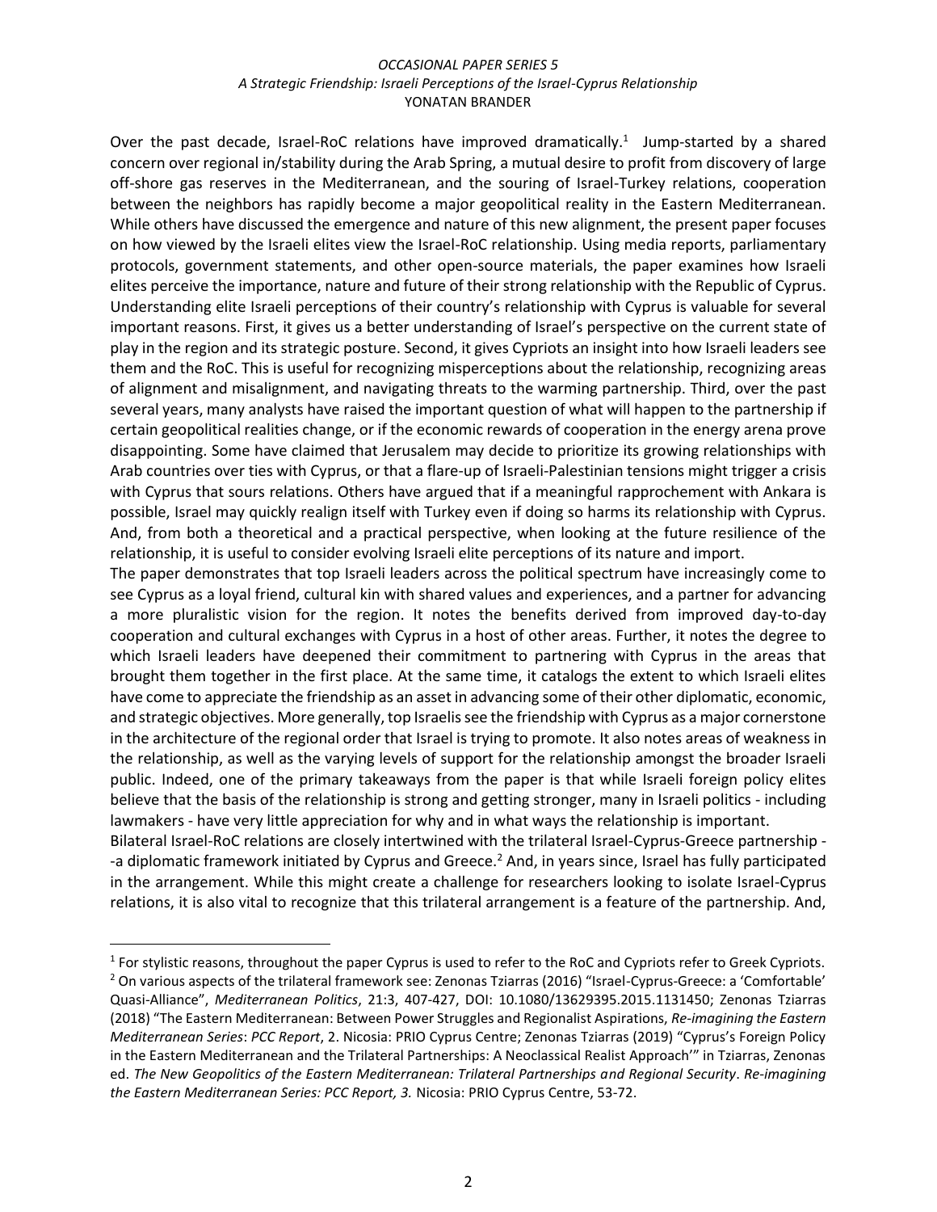Over the past decade, Israel-RoC relations have improved dramatically.[1] Jump-started by a shared concern over regional in/stability during the Arab Spring, a mutual desire to profit from discovery of large off-shore gas reserves in the Mediterranean, and the souring of Israel-Turkey relations, cooperation between the neighbors has rapidly become a major geopolitical reality in the Eastern Mediterranean. While others have discussed the emergence and nature of this new alignment, the present paper focuses on how viewed by the Israeli elites view the Israel-RoC relationship. Using media reports, parliamentary protocols, government statements, and other open-source materials, the paper examines how Israeli elites perceive the importance, nature and future of their strong relationship with the Republic of Cyprus. Understanding elite Israeli perceptions of their country's relationship with Cyprus is valuable for several important reasons. First, it gives us a better understanding of Israel's perspective on the current state of play in the region and its strategic posture. Second, it gives Cypriots an insight into how Israeli leaders see them and the RoC. This is useful for recognizing misperceptions about the relationship, recognizing areas of alignment and misalignment, and navigating threats to the warming partnership. Third, over the past several years, many analysts have raised the important question of what will happen to the partnership if certain geopolitical realities change, or if the economic rewards of cooperation in the energy arena prove disappointing. Some have claimed that Jerusalem may decide to prioritize its growing relationships with Arab countries over ties with Cyprus, or that a flare-up of Israeli-Palestinian tensions might trigger a crisis with Cyprus that sours relations. Others have argued that if a meaningful rapprochement with Ankara is possible, Israel may quickly realign itself with Turkey even if doing so harms its relationship with Cyprus. And, from both a theoretical and a practical perspective, when looking at the future resilience of the relationship, it is useful to consider evolving Israeli elite perceptions of its nature and import.

The paper demonstrates that top Israeli leaders across the political spectrum have increasingly come to see Cyprus as a loyal friend, cultural kin with shared values and experiences, and a partner for advancing a more pluralistic vision for the region. It notes the benefits derived from improved day-to-day cooperation and cultural exchanges with Cyprus in a host of other areas. Further, it notes the degree to which Israeli leaders have deepened their commitment to partnering with Cyprus in the areas that brought them together in the first place. At the same time, it catalogs the extent to which Israeli elites have come to appreciate the friendship as an asset in advancing some of their other diplomatic, economic, and strategic objectives. More generally, top Israelis see the friendship with Cyprus as a major cornerstone in the architecture of the regional order that Israel is trying to promote. It also notes areas of weakness in the relationship, as well as the varying levels of support for the relationship amongst the broader Israeli public. Indeed, one of the primary takeaways from the paper is that while Israeli foreign policy elites believe that the basis of the relationship is strong and getting stronger, many in Israeli politics - including lawmakers - have very little appreciation for why and in what ways the relationship is important.

Bilateral Israel-RoC relations are closely intertwined with the trilateral Israel-Cyprus-Greece partnership - -a diplomatic framework initiated by Cyprus and Greece.[2] And, in years since, Israel has fully participated in the arrangement. While this might create a challenge for researchers looking to isolate Israel-Cyprus relations, it is also vital to recognize that this trilateral arrangement is a feature of the partnership. And,

---

[1] For stylistic reasons, throughout the paper Cyprus is used to refer to the RoC and Cypriots refer to Greek Cypriots.

[2] On various aspects of the trilateral framework see: Zenonas Tziarras (2016) "Israel-Cyprus-Greece: a 'Comfortable' Quasi-Alliance", *Mediterranean Politics*, 21:3, 407-427, DOI: 10.1080/13629395.2015.1131450; Zenonas Tziarras (2018) "The Eastern Mediterranean: Between Power Struggles and Regionalist Aspirations, *Re-imagining the Eastern Mediterranean Series*: *PCC Report*, 2. Nicosia: PRIO Cyprus Centre; Zenonas Tziarras (2019) "Cyprus's Foreign Policy in the Eastern Mediterranean and the Trilateral Partnerships: A Neoclassical Realist Approach'" in Tziarras, Zenonas ed. *The New Geopolitics of the Eastern Mediterranean: Trilateral Partnerships and Regional Security*. *Re-imagining the Eastern Mediterranean Series: PCC Report, 3.* Nicosia: PRIO Cyprus Centre, 53-72.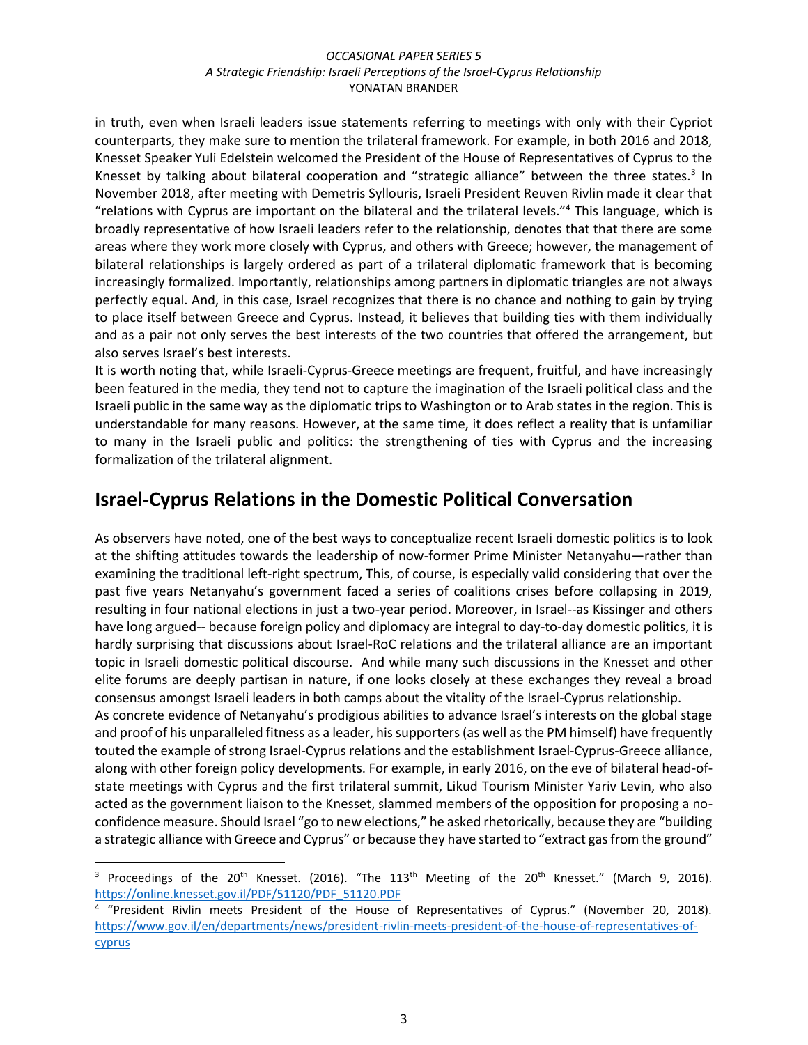in truth, even when Israeli leaders issue statements referring to meetings with only with their Cypriot counterparts, they make sure to mention the trilateral framework. For example, in both 2016 and 2018, Knesset Speaker Yuli Edelstein welcomed the President of the House of Representatives of Cyprus to the Knesset by talking about bilateral cooperation and "strategic alliance" between the three states.[3] In November 2018, after meeting with Demetris Syllouris, Israeli President Reuven Rivlin made it clear that "relations with Cyprus are important on the bilateral and the trilateral levels."[4] This language, which is broadly representative of how Israeli leaders refer to the relationship, denotes that that there are some areas where they work more closely with Cyprus, and others with Greece; however, the management of bilateral relationships is largely ordered as part of a trilateral diplomatic framework that is becoming increasingly formalized. Importantly, relationships among partners in diplomatic triangles are not always perfectly equal. And, in this case, Israel recognizes that there is no chance and nothing to gain by trying to place itself between Greece and Cyprus. Instead, it believes that building ties with them individually and as a pair not only serves the best interests of the two countries that offered the arrangement, but also serves Israel's best interests.

It is worth noting that, while Israeli-Cyprus-Greece meetings are frequent, fruitful, and have increasingly been featured in the media, they tend not to capture the imagination of the Israeli political class and the Israeli public in the same way as the diplomatic trips to Washington or to Arab states in the region. This is understandable for many reasons. However, at the same time, it does reflect a reality that is unfamiliar to many in the Israeli public and politics: the strengthening of ties with Cyprus and the increasing formalization of the trilateral alignment.

## Israel-Cyprus Relations in the Domestic Political Conversation

As observers have noted, one of the best ways to conceptualize recent Israeli domestic politics is to look at the shifting attitudes towards the leadership of now-former Prime Minister Netanyahu—rather than examining the traditional left-right spectrum, This, of course, is especially valid considering that over the past five years Netanyahu's government faced a series of coalitions crises before collapsing in 2019, resulting in four national elections in just a two-year period. Moreover, in Israel--as Kissinger and others have long argued-- because foreign policy and diplomacy are integral to day-to-day domestic politics, it is hardly surprising that discussions about Israel-RoC relations and the trilateral alliance are an important topic in Israeli domestic political discourse. And while many such discussions in the Knesset and other elite forums are deeply partisan in nature, if one looks closely at these exchanges they reveal a broad consensus amongst Israeli leaders in both camps about the vitality of the Israel-Cyprus relationship.

As concrete evidence of Netanyahu's prodigious abilities to advance Israel's interests on the global stage and proof of his unparalleled fitness as a leader, his supporters (as well as the PM himself) have frequently touted the example of strong Israel-Cyprus relations and the establishment Israel-Cyprus-Greece alliance, along with other foreign policy developments. For example, in early 2016, on the eve of bilateral head-of-state meetings with Cyprus and the first trilateral summit, Likud Tourism Minister Yariv Levin, who also acted as the government liaison to the Knesset, slammed members of the opposition for proposing a no-confidence measure. Should Israel "go to new elections," he asked rhetorically, because they are "building a strategic alliance with Greece and Cyprus" or because they have started to "extract gas from the ground"

---

[3] Proceedings of the 20th Knesset. (2016). "The 113th Meeting of the 20th Knesset." (March 9, 2016). https://online.knesset.gov.il/PDF/51120/PDF_51120.PDF

[4] "President Rivlin meets President of the House of Representatives of Cyprus." (November 20, 2018). https://www.gov.il/en/departments/news/president-rivlin-meets-president-of-the-house-of-representatives-of-cyprus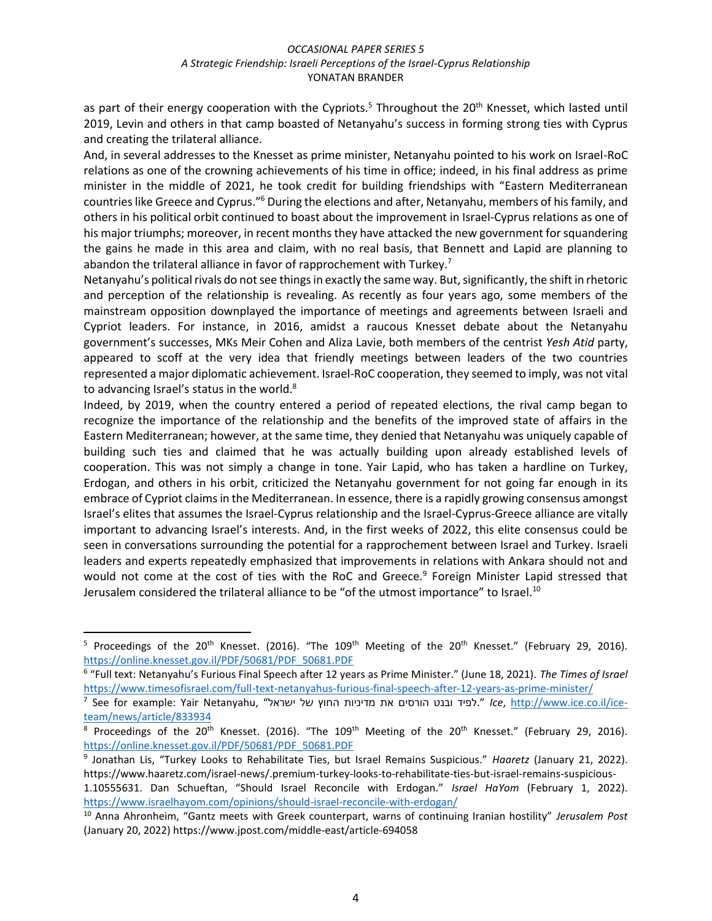as part of their energy cooperation with the Cypriots.[5] Throughout the 20th Knesset, which lasted until 2019, Levin and others in that camp boasted of Netanyahu's success in forming strong ties with Cyprus and creating the trilateral alliance.

And, in several addresses to the Knesset as prime minister, Netanyahu pointed to his work on Israel-RoC relations as one of the crowning achievements of his time in office; indeed, in his final address as prime minister in the middle of 2021, he took credit for building friendships with "Eastern Mediterranean countries like Greece and Cyprus."[6] During the elections and after, Netanyahu, members of his family, and others in his political orbit continued to boast about the improvement in Israel-Cyprus relations as one of his major triumphs; moreover, in recent months they have attacked the new government for squandering the gains he made in this area and claim, with no real basis, that Bennett and Lapid are planning to abandon the trilateral alliance in favor of rapprochement with Turkey.[7]

Netanyahu's political rivals do not see things in exactly the same way. But, significantly, the shift in rhetoric and perception of the relationship is revealing. As recently as four years ago, some members of the mainstream opposition downplayed the importance of meetings and agreements between Israeli and Cypriot leaders. For instance, in 2016, amidst a raucous Knesset debate about the Netanyahu government's successes, MKs Meir Cohen and Aliza Lavie, both members of the centrist *Yesh Atid* party, appeared to scoff at the very idea that friendly meetings between leaders of the two countries represented a major diplomatic achievement. Israel-RoC cooperation, they seemed to imply, was not vital to advancing Israel's status in the world.[8]

Indeed, by 2019, when the country entered a period of repeated elections, the rival camp began to recognize the importance of the relationship and the benefits of the improved state of affairs in the Eastern Mediterranean; however, at the same time, they denied that Netanyahu was uniquely capable of building such ties and claimed that he was actually building upon already established levels of cooperation. This was not simply a change in tone. Yair Lapid, who has taken a hardline on Turkey, Erdogan, and others in his orbit, criticized the Netanyahu government for not going far enough in its embrace of Cypriot claims in the Mediterranean. In essence, there is a rapidly growing consensus amongst Israel's elites that assumes the Israel-Cyprus relationship and the Israel-Cyprus-Greece alliance are vitally important to advancing Israel's interests. And, in the first weeks of 2022, this elite consensus could be seen in conversations surrounding the potential for a rapprochement between Israel and Turkey. Israeli leaders and experts repeatedly emphasized that improvements in relations with Ankara should not and would not come at the cost of ties with the RoC and Greece.[9] Foreign Minister Lapid stressed that Jerusalem considered the trilateral alliance to be "of the utmost importance" to Israel.[10]

---

[5] Proceedings of the 20th Knesset. (2016). "The 109th Meeting of the 20th Knesset." (February 29, 2016). https://online.knesset.gov.il/PDF/50681/PDF_50681.PDF

[6] "Full text: Netanyahu's Furious Final Speech after 12 years as Prime Minister." (June 18, 2021). *The Times of Israel* https://www.timesofisrael.com/full-text-netanyahus-furious-final-speech-after-12-years-as-prime-minister/

[7] See for example: Yair Netanyahu, "לפיד ובנט הורסים את מדיניות החוץ של ישראל." *Ice*, http://www.ice.co.il/ice-team/news/article/833934

[8] Proceedings of the 20th Knesset. (2016). "The 109th Meeting of the 20th Knesset." (February 29, 2016). https://online.knesset.gov.il/PDF/50681/PDF_50681.PDF

[9] Jonathan Lis, "Turkey Looks to Rehabilitate Ties, but Israel Remains Suspicious." *Haaretz* (January 21, 2022). https://www.haaretz.com/israel-news/.premium-turkey-looks-to-rehabilitate-ties-but-israel-remains-suspicious-1.10555631. Dan Schueftan, "Should Israel Reconcile with Erdogan." *Israel HaYom* (February 1, 2022). https://www.israelhayom.com/opinions/should-israel-reconcile-with-erdogan/

[10] Anna Ahronheim, "Gantz meets with Greek counterpart, warns of continuing Iranian hostility" *Jerusalem Post* (January 20, 2022) https://www.jpost.com/middle-east/article-694058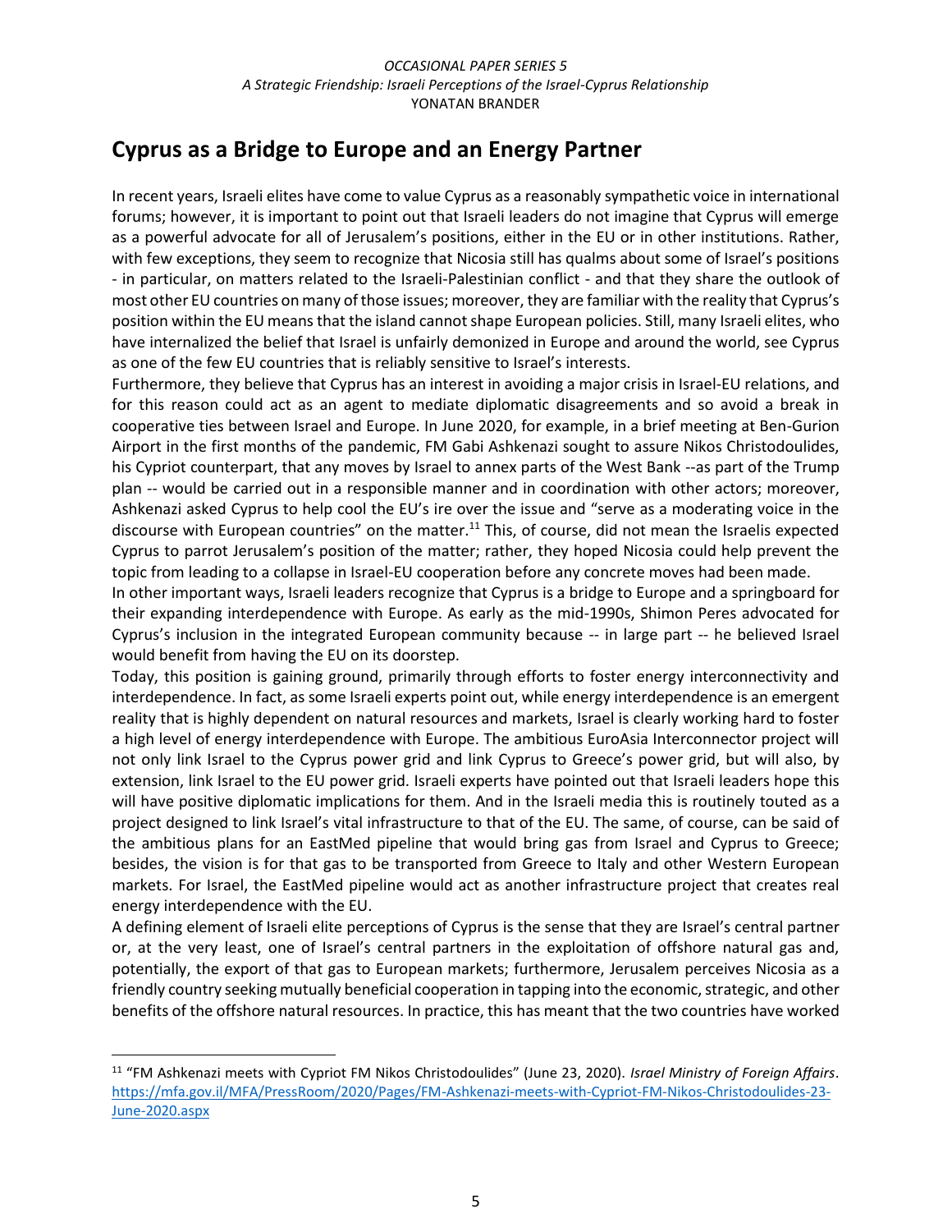## Cyprus as a Bridge to Europe and an Energy Partner

In recent years, Israeli elites have come to value Cyprus as a reasonably sympathetic voice in international forums; however, it is important to point out that Israeli leaders do not imagine that Cyprus will emerge as a powerful advocate for all of Jerusalem's positions, either in the EU or in other institutions. Rather, with few exceptions, they seem to recognize that Nicosia still has qualms about some of Israel's positions - in particular, on matters related to the Israeli-Palestinian conflict - and that they share the outlook of most other EU countries on many of those issues; moreover, they are familiar with the reality that Cyprus's position within the EU means that the island cannot shape European policies. Still, many Israeli elites, who have internalized the belief that Israel is unfairly demonized in Europe and around the world, see Cyprus as one of the few EU countries that is reliably sensitive to Israel's interests.

Furthermore, they believe that Cyprus has an interest in avoiding a major crisis in Israel-EU relations, and for this reason could act as an agent to mediate diplomatic disagreements and so avoid a break in cooperative ties between Israel and Europe. In June 2020, for example, in a brief meeting at Ben-Gurion Airport in the first months of the pandemic, FM Gabi Ashkenazi sought to assure Nikos Christodoulides, his Cypriot counterpart, that any moves by Israel to annex parts of the West Bank --as part of the Trump plan -- would be carried out in a responsible manner and in coordination with other actors; moreover, Ashkenazi asked Cyprus to help cool the EU's ire over the issue and "serve as a moderating voice in the discourse with European countries" on the matter.[11] This, of course, did not mean the Israelis expected Cyprus to parrot Jerusalem's position of the matter; rather, they hoped Nicosia could help prevent the topic from leading to a collapse in Israel-EU cooperation before any concrete moves had been made.

In other important ways, Israeli leaders recognize that Cyprus is a bridge to Europe and a springboard for their expanding interdependence with Europe. As early as the mid-1990s, Shimon Peres advocated for Cyprus's inclusion in the integrated European community because -- in large part -- he believed Israel would benefit from having the EU on its doorstep.

Today, this position is gaining ground, primarily through efforts to foster energy interconnectivity and interdependence. In fact, as some Israeli experts point out, while energy interdependence is an emergent reality that is highly dependent on natural resources and markets, Israel is clearly working hard to foster a high level of energy interdependence with Europe. The ambitious EuroAsia Interconnector project will not only link Israel to the Cyprus power grid and link Cyprus to Greece's power grid, but will also, by extension, link Israel to the EU power grid. Israeli experts have pointed out that Israeli leaders hope this will have positive diplomatic implications for them. And in the Israeli media this is routinely touted as a project designed to link Israel's vital infrastructure to that of the EU. The same, of course, can be said of the ambitious plans for an EastMed pipeline that would bring gas from Israel and Cyprus to Greece; besides, the vision is for that gas to be transported from Greece to Italy and other Western European markets. For Israel, the EastMed pipeline would act as another infrastructure project that creates real energy interdependence with the EU.

A defining element of Israeli elite perceptions of Cyprus is the sense that they are Israel's central partner or, at the very least, one of Israel's central partners in the exploitation of offshore natural gas and, potentially, the export of that gas to European markets; furthermore, Jerusalem perceives Nicosia as a friendly country seeking mutually beneficial cooperation in tapping into the economic, strategic, and other benefits of the offshore natural resources. In practice, this has meant that the two countries have worked

[11] "FM Ashkenazi meets with Cypriot FM Nikos Christodoulides" (June 23, 2020). *Israel Ministry of Foreign Affairs*. https://mfa.gov.il/MFA/PressRoom/2020/Pages/FM-Ashkenazi-meets-with-Cypriot-FM-Nikos-Christodoulides-23-June-2020.aspx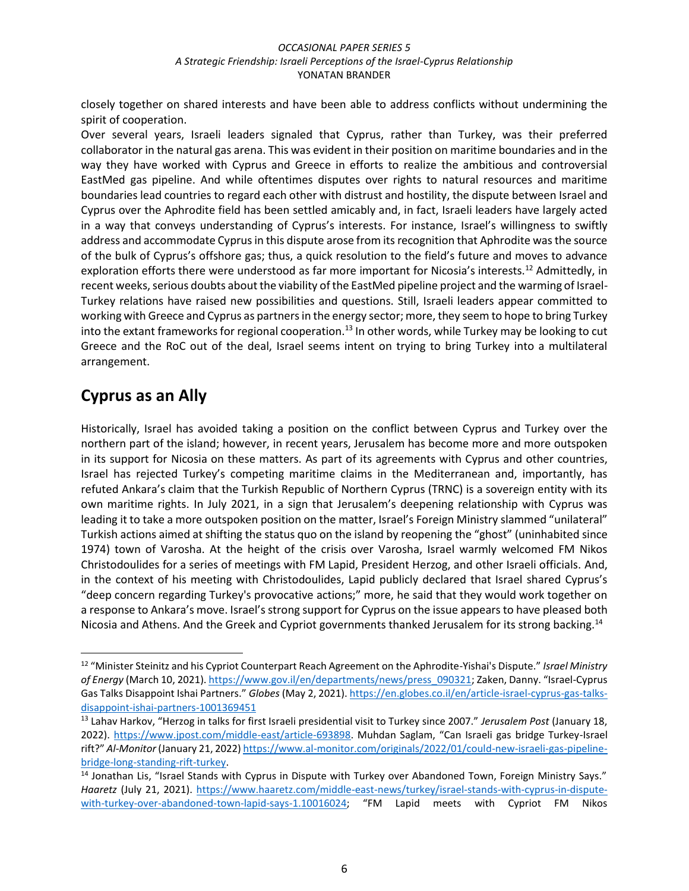closely together on shared interests and have been able to address conflicts without undermining the spirit of cooperation.

Over several years, Israeli leaders signaled that Cyprus, rather than Turkey, was their preferred collaborator in the natural gas arena. This was evident in their position on maritime boundaries and in the way they have worked with Cyprus and Greece in efforts to realize the ambitious and controversial EastMed gas pipeline. And while oftentimes disputes over rights to natural resources and maritime boundaries lead countries to regard each other with distrust and hostility, the dispute between Israel and Cyprus over the Aphrodite field has been settled amicably and, in fact, Israeli leaders have largely acted in a way that conveys understanding of Cyprus's interests. For instance, Israel's willingness to swiftly address and accommodate Cyprus in this dispute arose from its recognition that Aphrodite was the source of the bulk of Cyprus's offshore gas; thus, a quick resolution to the field's future and moves to advance exploration efforts there were understood as far more important for Nicosia's interests.[12] Admittedly, in recent weeks, serious doubts about the viability of the EastMed pipeline project and the warming of Israel-Turkey relations have raised new possibilities and questions. Still, Israeli leaders appear committed to working with Greece and Cyprus as partners in the energy sector; more, they seem to hope to bring Turkey into the extant frameworks for regional cooperation.[13] In other words, while Turkey may be looking to cut Greece and the RoC out of the deal, Israel seems intent on trying to bring Turkey into a multilateral arrangement.

## Cyprus as an Ally

Historically, Israel has avoided taking a position on the conflict between Cyprus and Turkey over the northern part of the island; however, in recent years, Jerusalem has become more and more outspoken in its support for Nicosia on these matters. As part of its agreements with Cyprus and other countries, Israel has rejected Turkey's competing maritime claims in the Mediterranean and, importantly, has refuted Ankara's claim that the Turkish Republic of Northern Cyprus (TRNC) is a sovereign entity with its own maritime rights. In July 2021, in a sign that Jerusalem's deepening relationship with Cyprus was leading it to take a more outspoken position on the matter, Israel's Foreign Ministry slammed "unilateral" Turkish actions aimed at shifting the status quo on the island by reopening the "ghost" (uninhabited since 1974) town of Varosha. At the height of the crisis over Varosha, Israel warmly welcomed FM Nikos Christodoulides for a series of meetings with FM Lapid, President Herzog, and other Israeli officials. And, in the context of his meeting with Christodoulides, Lapid publicly declared that Israel shared Cyprus's "deep concern regarding Turkey's provocative actions;" more, he said that they would work together on a response to Ankara's move. Israel's strong support for Cyprus on the issue appears to have pleased both Nicosia and Athens. And the Greek and Cypriot governments thanked Jerusalem for its strong backing.[14]

---

[12] "Minister Steinitz and his Cypriot Counterpart Reach Agreement on the Aphrodite-Yishai's Dispute." *Israel Ministry of Energy* (March 10, 2021). https://www.gov.il/en/departments/news/press_090321; Zaken, Danny. "Israel-Cyprus Gas Talks Disappoint Ishai Partners." *Globes* (May 2, 2021). https://en.globes.co.il/en/article-israel-cyprus-gas-talks-disappoint-ishai-partners-1001369451

[13] Lahav Harkov, "Herzog in talks for first Israeli presidential visit to Turkey since 2007." *Jerusalem Post* (January 18, 2022). https://www.jpost.com/middle-east/article-693898. Muhdan Saglam, "Can Israeli gas bridge Turkey-Israel rift?" *Al-Monitor* (January 21, 2022) https://www.al-monitor.com/originals/2022/01/could-new-israeli-gas-pipeline-bridge-long-standing-rift-turkey.

[14] Jonathan Lis, "Israel Stands with Cyprus in Dispute with Turkey over Abandoned Town, Foreign Ministry Says." *Haaretz* (July 21, 2021). https://www.haaretz.com/middle-east-news/turkey/israel-stands-with-cyprus-in-dispute-with-turkey-over-abandoned-town-lapid-says-1.10016024; "FM Lapid meets with Cypriot FM Nikos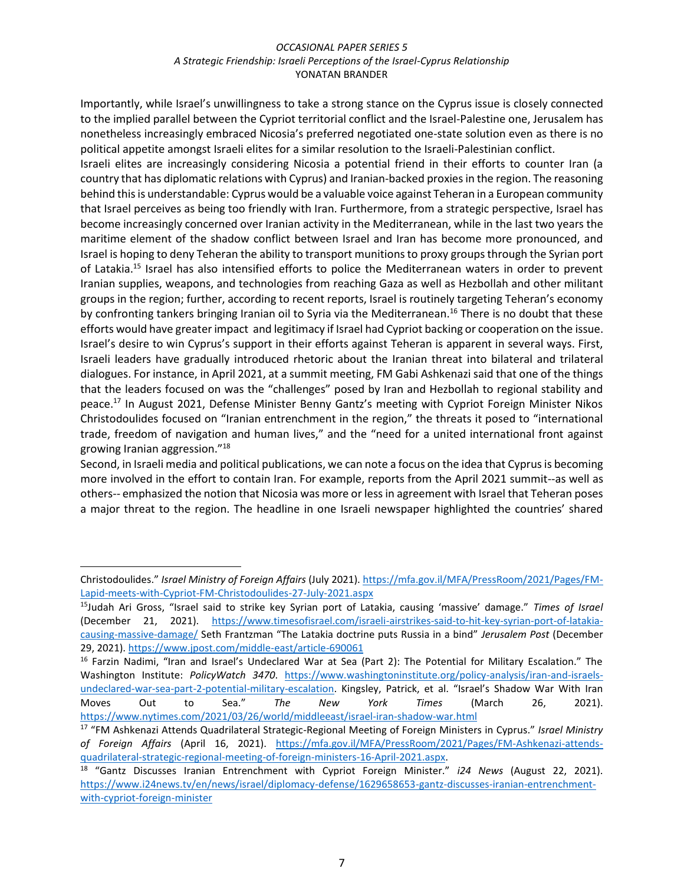Importantly, while Israel's unwillingness to take a strong stance on the Cyprus issue is closely connected to the implied parallel between the Cypriot territorial conflict and the Israel-Palestine one, Jerusalem has nonetheless increasingly embraced Nicosia's preferred negotiated one-state solution even as there is no political appetite amongst Israeli elites for a similar resolution to the Israeli-Palestinian conflict.

Israeli elites are increasingly considering Nicosia a potential friend in their efforts to counter Iran (a country that has diplomatic relations with Cyprus) and Iranian-backed proxies in the region. The reasoning behind this is understandable: Cyprus would be a valuable voice against Teheran in a European community that Israel perceives as being too friendly with Iran. Furthermore, from a strategic perspective, Israel has become increasingly concerned over Iranian activity in the Mediterranean, while in the last two years the maritime element of the shadow conflict between Israel and Iran has become more pronounced, and Israel is hoping to deny Teheran the ability to transport munitions to proxy groups through the Syrian port of Latakia.[15] Israel has also intensified efforts to police the Mediterranean waters in order to prevent Iranian supplies, weapons, and technologies from reaching Gaza as well as Hezbollah and other militant groups in the region; further, according to recent reports, Israel is routinely targeting Teheran's economy by confronting tankers bringing Iranian oil to Syria via the Mediterranean.[16] There is no doubt that these efforts would have greater impact and legitimacy if Israel had Cypriot backing or cooperation on the issue.

Israel's desire to win Cyprus's support in their efforts against Teheran is apparent in several ways. First, Israeli leaders have gradually introduced rhetoric about the Iranian threat into bilateral and trilateral dialogues. For instance, in April 2021, at a summit meeting, FM Gabi Ashkenazi said that one of the things that the leaders focused on was the "challenges" posed by Iran and Hezbollah to regional stability and peace.[17] In August 2021, Defense Minister Benny Gantz's meeting with Cypriot Foreign Minister Nikos Christodoulides focused on "Iranian entrenchment in the region," the threats it posed to "international trade, freedom of navigation and human lives," and the "need for a united international front against growing Iranian aggression."[18]

Second, in Israeli media and political publications, we can note a focus on the idea that Cyprus is becoming more involved in the effort to contain Iran. For example, reports from the April 2021 summit--as well as others-- emphasized the notion that Nicosia was more or less in agreement with Israel that Teheran poses a major threat to the region. The headline in one Israeli newspaper highlighted the countries' shared

---

Christodoulides." *Israel Ministry of Foreign Affairs* (July 2021). https://mfa.gov.il/MFA/PressRoom/2021/Pages/FM-Lapid-meets-with-Cypriot-FM-Christodoulides-27-July-2021.aspx

[15] Judah Ari Gross, "Israel said to strike key Syrian port of Latakia, causing 'massive' damage." *Times of Israel* (December 21, 2021). https://www.timesofisrael.com/israeli-airstrikes-said-to-hit-key-syrian-port-of-latakia-causing-massive-damage/ Seth Frantzman "The Latakia doctrine puts Russia in a bind" *Jerusalem Post* (December 29, 2021). https://www.jpost.com/middle-east/article-690061

[16] Farzin Nadimi, "Iran and Israel's Undeclared War at Sea (Part 2): The Potential for Military Escalation." The Washington Institute: *PolicyWatch 3470*. https://www.washingtoninstitute.org/policy-analysis/iran-and-israels-undeclared-war-sea-part-2-potential-military-escalation. Kingsley, Patrick, et al. "Israel's Shadow War With Iran Moves Out to Sea." *The New York Times* (March 26, 2021). https://www.nytimes.com/2021/03/26/world/middleeast/israel-iran-shadow-war.html

[17] "FM Ashkenazi Attends Quadrilateral Strategic-Regional Meeting of Foreign Ministers in Cyprus." *Israel Ministry of Foreign Affairs* (April 16, 2021). https://mfa.gov.il/MFA/PressRoom/2021/Pages/FM-Ashkenazi-attends-quadrilateral-strategic-regional-meeting-of-foreign-ministers-16-April-2021.aspx.

[18] "Gantz Discusses Iranian Entrenchment with Cypriot Foreign Minister." *i24 News* (August 22, 2021). https://www.i24news.tv/en/news/israel/diplomacy-defense/1629658653-gantz-discusses-iranian-entrenchment-with-cypriot-foreign-minister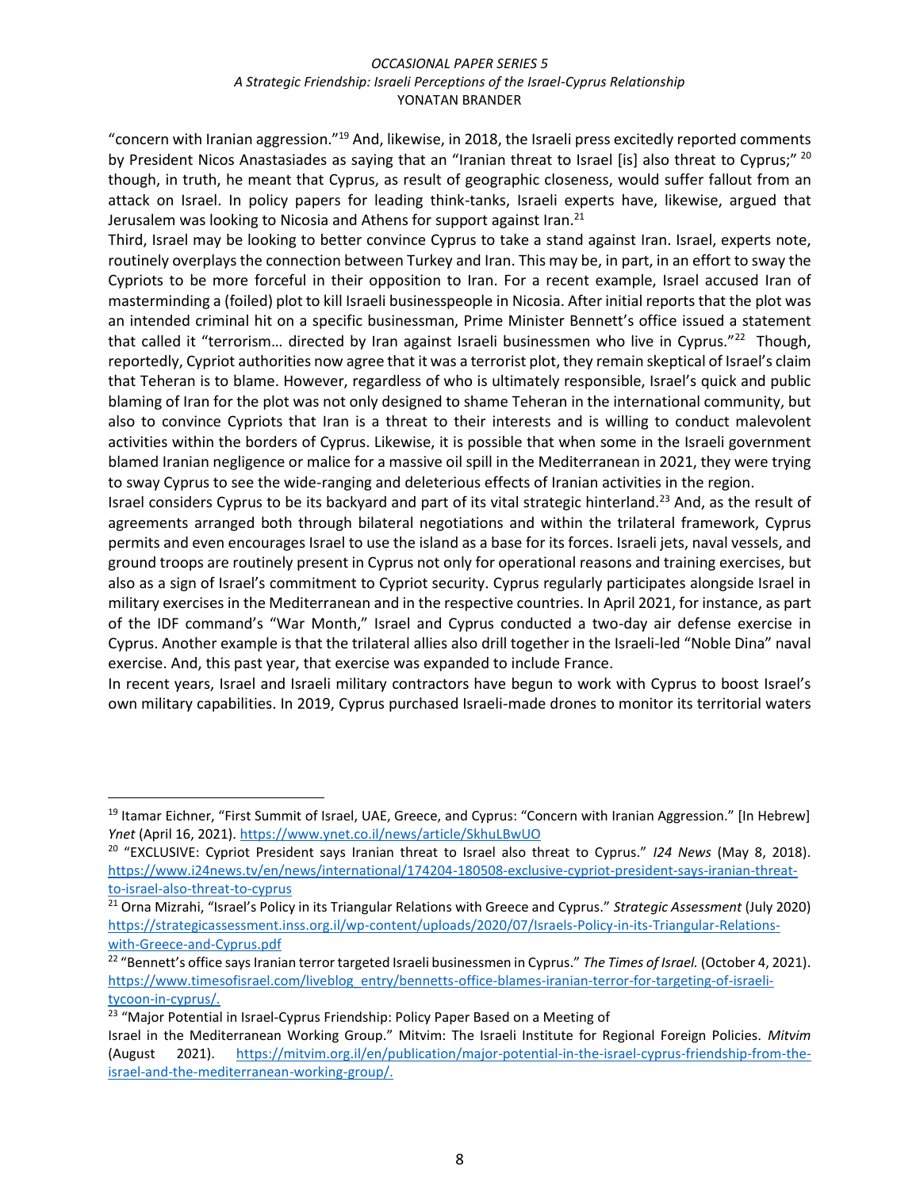"concern with Iranian aggression."[19] And, likewise, in 2018, the Israeli press excitedly reported comments by President Nicos Anastasiades as saying that an "Iranian threat to Israel [is] also threat to Cyprus;" [20] though, in truth, he meant that Cyprus, as result of geographic closeness, would suffer fallout from an attack on Israel. In policy papers for leading think-tanks, Israeli experts have, likewise, argued that Jerusalem was looking to Nicosia and Athens for support against Iran.[21]

Third, Israel may be looking to better convince Cyprus to take a stand against Iran. Israel, experts note, routinely overplays the connection between Turkey and Iran. This may be, in part, in an effort to sway the Cypriots to be more forceful in their opposition to Iran. For a recent example, Israel accused Iran of masterminding a (foiled) plot to kill Israeli businesspeople in Nicosia. After initial reports that the plot was an intended criminal hit on a specific businessman, Prime Minister Bennett's office issued a statement that called it "terrorism… directed by Iran against Israeli businessmen who live in Cyprus."[22] Though, reportedly, Cypriot authorities now agree that it was a terrorist plot, they remain skeptical of Israel's claim that Teheran is to blame. However, regardless of who is ultimately responsible, Israel's quick and public blaming of Iran for the plot was not only designed to shame Teheran in the international community, but also to convince Cypriots that Iran is a threat to their interests and is willing to conduct malevolent activities within the borders of Cyprus. Likewise, it is possible that when some in the Israeli government blamed Iranian negligence or malice for a massive oil spill in the Mediterranean in 2021, they were trying to sway Cyprus to see the wide-ranging and deleterious effects of Iranian activities in the region.

Israel considers Cyprus to be its backyard and part of its vital strategic hinterland.[23] And, as the result of agreements arranged both through bilateral negotiations and within the trilateral framework, Cyprus permits and even encourages Israel to use the island as a base for its forces. Israeli jets, naval vessels, and ground troops are routinely present in Cyprus not only for operational reasons and training exercises, but also as a sign of Israel's commitment to Cypriot security. Cyprus regularly participates alongside Israel in military exercises in the Mediterranean and in the respective countries. In April 2021, for instance, as part of the IDF command's "War Month," Israel and Cyprus conducted a two-day air defense exercise in Cyprus. Another example is that the trilateral allies also drill together in the Israeli-led "Noble Dina" naval exercise. And, this past year, that exercise was expanded to include France.

In recent years, Israel and Israeli military contractors have begun to work with Cyprus to boost Israel's own military capabilities. In 2019, Cyprus purchased Israeli-made drones to monitor its territorial waters

---

[19] Itamar Eichner, "First Summit of Israel, UAE, Greece, and Cyprus: "Concern with Iranian Aggression." [In Hebrew] *Ynet* (April 16, 2021). https://www.ynet.co.il/news/article/SkhuLBwUO

[20] "EXCLUSIVE: Cypriot President says Iranian threat to Israel also threat to Cyprus." *I24 News* (May 8, 2018). https://www.i24news.tv/en/news/international/174204-180508-exclusive-cypriot-president-says-iranian-threat-to-israel-also-threat-to-cyprus

[21] Orna Mizrahi, "Israel's Policy in its Triangular Relations with Greece and Cyprus." *Strategic Assessment* (July 2020) https://strategicassessment.inss.org.il/wp-content/uploads/2020/07/Israels-Policy-in-its-Triangular-Relations-with-Greece-and-Cyprus.pdf

[22] "Bennett's office says Iranian terror targeted Israeli businessmen in Cyprus." *The Times of Israel.* (October 4, 2021). https://www.timesofisrael.com/liveblog_entry/bennetts-office-blames-iranian-terror-for-targeting-of-israeli-tycoon-in-cyprus/.

[23] "Major Potential in Israel-Cyprus Friendship: Policy Paper Based on a Meeting of Israel in the Mediterranean Working Group." Mitvim: The Israeli Institute for Regional Foreign Policies. *Mitvim* (August 2021). https://mitvim.org.il/en/publication/major-potential-in-the-israel-cyprus-friendship-from-the-israel-and-the-mediterranean-working-group/.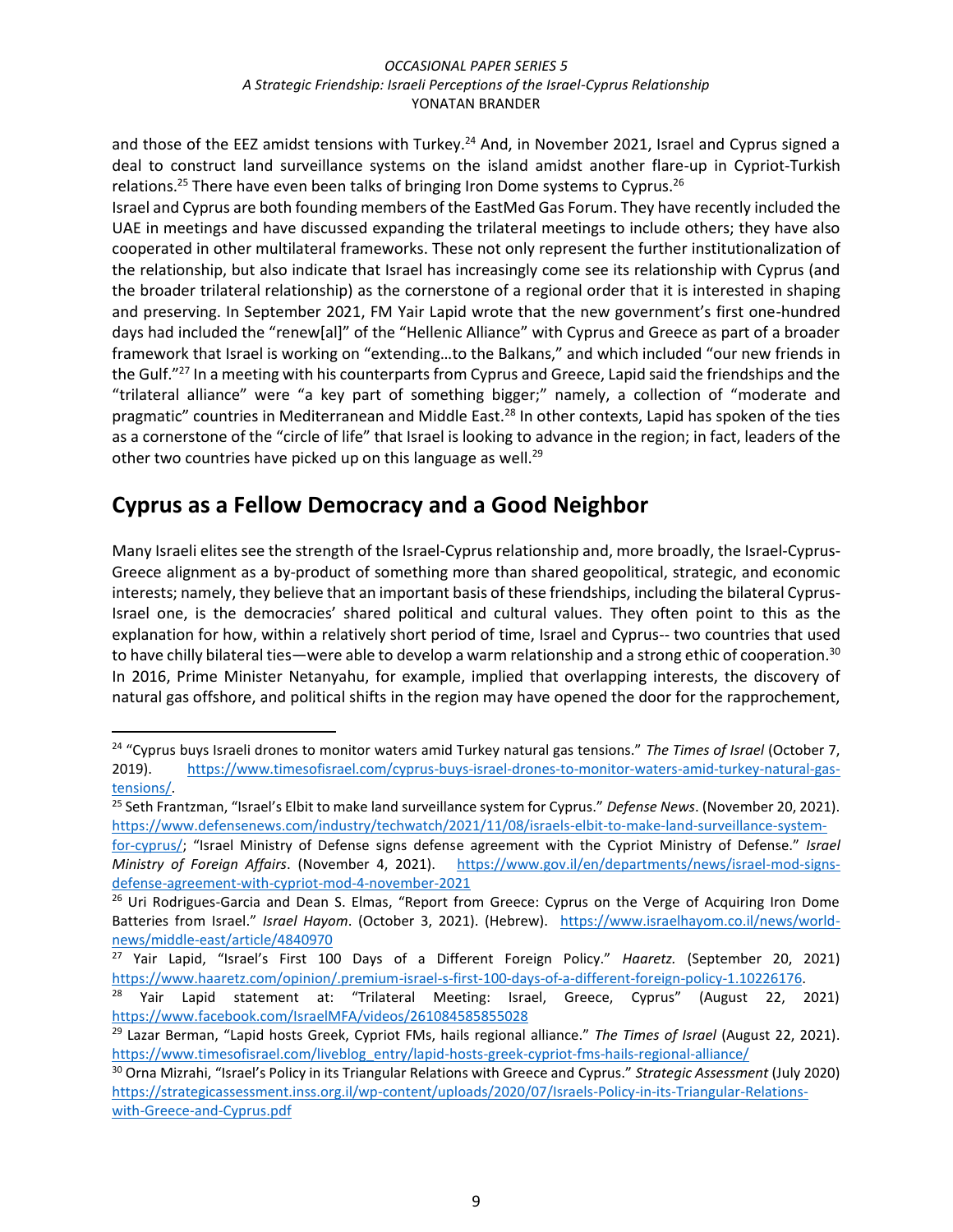and those of the EEZ amidst tensions with Turkey.[24] And, in November 2021, Israel and Cyprus signed a deal to construct land surveillance systems on the island amidst another flare-up in Cypriot-Turkish relations.[25] There have even been talks of bringing Iron Dome systems to Cyprus.[26]

Israel and Cyprus are both founding members of the EastMed Gas Forum. They have recently included the UAE in meetings and have discussed expanding the trilateral meetings to include others; they have also cooperated in other multilateral frameworks. These not only represent the further institutionalization of the relationship, but also indicate that Israel has increasingly come see its relationship with Cyprus (and the broader trilateral relationship) as the cornerstone of a regional order that it is interested in shaping and preserving. In September 2021, FM Yair Lapid wrote that the new government's first one-hundred days had included the "renew[al]" of the "Hellenic Alliance" with Cyprus and Greece as part of a broader framework that Israel is working on "extending…to the Balkans," and which included "our new friends in the Gulf."[27] In a meeting with his counterparts from Cyprus and Greece, Lapid said the friendships and the "trilateral alliance" were "a key part of something bigger;" namely, a collection of "moderate and pragmatic" countries in Mediterranean and Middle East.[28] In other contexts, Lapid has spoken of the ties as a cornerstone of the "circle of life" that Israel is looking to advance in the region; in fact, leaders of the other two countries have picked up on this language as well.[29]

## Cyprus as a Fellow Democracy and a Good Neighbor

Many Israeli elites see the strength of the Israel-Cyprus relationship and, more broadly, the Israel-Cyprus-Greece alignment as a by-product of something more than shared geopolitical, strategic, and economic interests; namely, they believe that an important basis of these friendships, including the bilateral Cyprus-Israel one, is the democracies' shared political and cultural values. They often point to this as the explanation for how, within a relatively short period of time, Israel and Cyprus-- two countries that used to have chilly bilateral ties—were able to develop a warm relationship and a strong ethic of cooperation.[30] In 2016, Prime Minister Netanyahu, for example, implied that overlapping interests, the discovery of natural gas offshore, and political shifts in the region may have opened the door for the rapprochement,

---

[24] "Cyprus buys Israeli drones to monitor waters amid Turkey natural gas tensions." *The Times of Israel* (October 7, 2019). https://www.timesofisrael.com/cyprus-buys-israel-drones-to-monitor-waters-amid-turkey-natural-gas-tensions/.

[25] Seth Frantzman, "Israel's Elbit to make land surveillance system for Cyprus." *Defense News*. (November 20, 2021). https://www.defensenews.com/industry/techwatch/2021/11/08/israels-elbit-to-make-land-surveillance-system-for-cyprus/; "Israel Ministry of Defense signs defense agreement with the Cypriot Ministry of Defense." *Israel Ministry of Foreign Affairs*. (November 4, 2021). https://www.gov.il/en/departments/news/israel-mod-signs-defense-agreement-with-cypriot-mod-4-november-2021

[26] Uri Rodrigues-Garcia and Dean S. Elmas, "Report from Greece: Cyprus on the Verge of Acquiring Iron Dome Batteries from Israel." *Israel Hayom*. (October 3, 2021). (Hebrew). https://www.israelhayom.co.il/news/world-news/middle-east/article/4840970

[27] Yair Lapid, "Israel's First 100 Days of a Different Foreign Policy." *Haaretz.* (September 20, 2021) https://www.haaretz.com/opinion/.premium-israel-s-first-100-days-of-a-different-foreign-policy-1.10226176.

[28] Yair Lapid statement at: "Trilateral Meeting: Israel, Greece, Cyprus" (August 22, 2021) https://www.facebook.com/IsraelMFA/videos/261084585855028

[29] Lazar Berman, "Lapid hosts Greek, Cypriot FMs, hails regional alliance." *The Times of Israel* (August 22, 2021). https://www.timesofisrael.com/liveblog_entry/lapid-hosts-greek-cypriot-fms-hails-regional-alliance/

[30] Orna Mizrahi, "Israel's Policy in its Triangular Relations with Greece and Cyprus." *Strategic Assessment* (July 2020) https://strategicassessment.inss.org.il/wp-content/uploads/2020/07/Israels-Policy-in-its-Triangular-Relations-with-Greece-and-Cyprus.pdf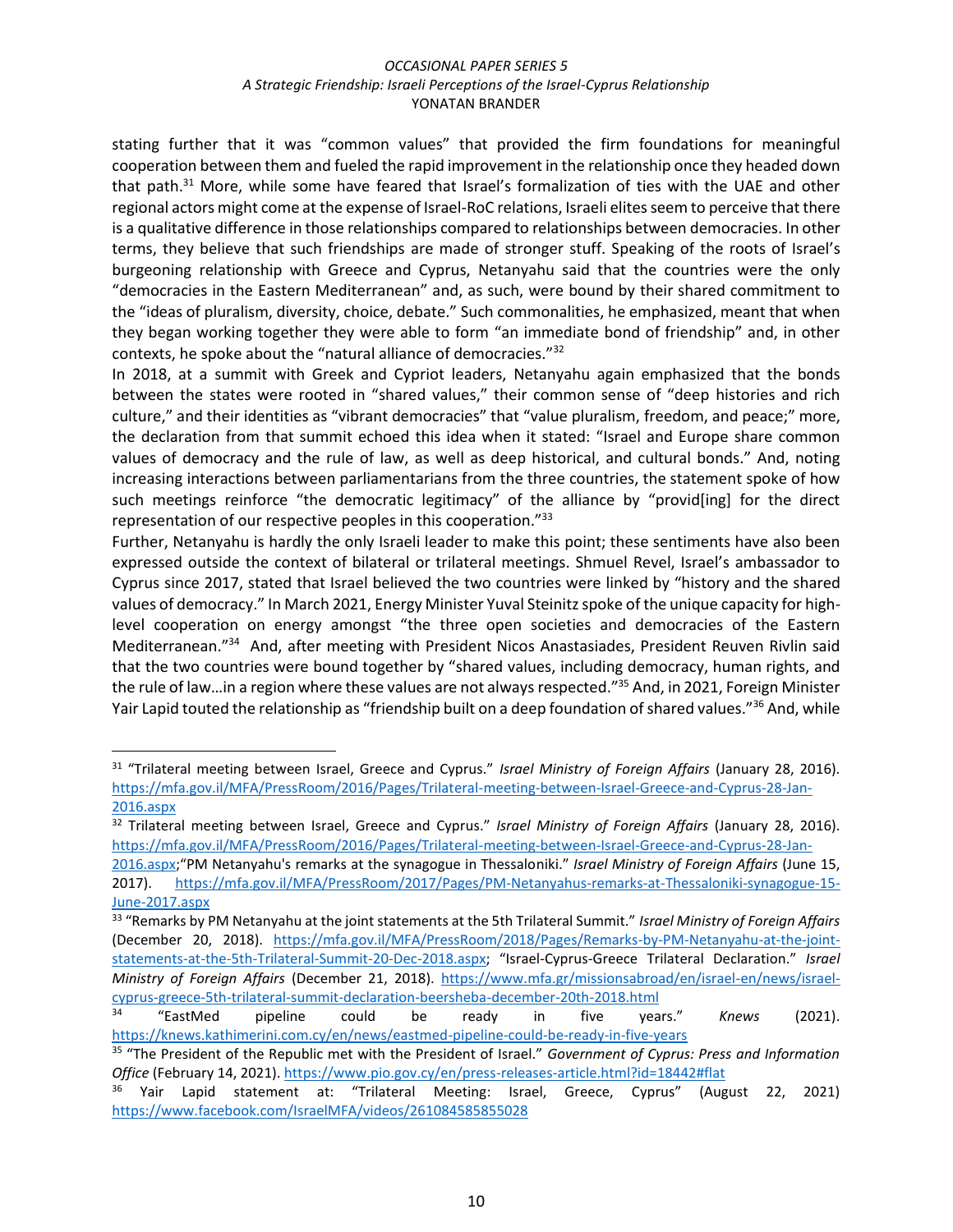stating further that it was "common values" that provided the firm foundations for meaningful cooperation between them and fueled the rapid improvement in the relationship once they headed down that path.[31] More, while some have feared that Israel's formalization of ties with the UAE and other regional actors might come at the expense of Israel-RoC relations, Israeli elites seem to perceive that there is a qualitative difference in those relationships compared to relationships between democracies. In other terms, they believe that such friendships are made of stronger stuff. Speaking of the roots of Israel's burgeoning relationship with Greece and Cyprus, Netanyahu said that the countries were the only "democracies in the Eastern Mediterranean" and, as such, were bound by their shared commitment to the "ideas of pluralism, diversity, choice, debate." Such commonalities, he emphasized, meant that when they began working together they were able to form "an immediate bond of friendship" and, in other contexts, he spoke about the "natural alliance of democracies."[32]

In 2018, at a summit with Greek and Cypriot leaders, Netanyahu again emphasized that the bonds between the states were rooted in "shared values," their common sense of "deep histories and rich culture," and their identities as "vibrant democracies" that "value pluralism, freedom, and peace;" more, the declaration from that summit echoed this idea when it stated: "Israel and Europe share common values of democracy and the rule of law, as well as deep historical, and cultural bonds." And, noting increasing interactions between parliamentarians from the three countries, the statement spoke of how such meetings reinforce "the democratic legitimacy" of the alliance by "provid[ing] for the direct representation of our respective peoples in this cooperation."[33]

Further, Netanyahu is hardly the only Israeli leader to make this point; these sentiments have also been expressed outside the context of bilateral or trilateral meetings. Shmuel Revel, Israel's ambassador to Cyprus since 2017, stated that Israel believed the two countries were linked by "history and the shared values of democracy." In March 2021, Energy Minister Yuval Steinitz spoke of the unique capacity for high-level cooperation on energy amongst "the three open societies and democracies of the Eastern Mediterranean."[34] And, after meeting with President Nicos Anastasiades, President Reuven Rivlin said that the two countries were bound together by "shared values, including democracy, human rights, and the rule of law…in a region where these values are not always respected."[35] And, in 2021, Foreign Minister Yair Lapid touted the relationship as "friendship built on a deep foundation of shared values."[36] And, while

---

[31] "Trilateral meeting between Israel, Greece and Cyprus." *Israel Ministry of Foreign Affairs* (January 28, 2016). https://mfa.gov.il/MFA/PressRoom/2016/Pages/Trilateral-meeting-between-Israel-Greece-and-Cyprus-28-Jan-2016.aspx

[32] Trilateral meeting between Israel, Greece and Cyprus." *Israel Ministry of Foreign Affairs* (January 28, 2016). https://mfa.gov.il/MFA/PressRoom/2016/Pages/Trilateral-meeting-between-Israel-Greece-and-Cyprus-28-Jan-2016.aspx;"PM Netanyahu's remarks at the synagogue in Thessaloniki." *Israel Ministry of Foreign Affairs* (June 15, 2017). https://mfa.gov.il/MFA/PressRoom/2017/Pages/PM-Netanyahus-remarks-at-Thessaloniki-synagogue-15-June-2017.aspx

[33] "Remarks by PM Netanyahu at the joint statements at the 5th Trilateral Summit." *Israel Ministry of Foreign Affairs* (December 20, 2018). https://mfa.gov.il/MFA/PressRoom/2018/Pages/Remarks-by-PM-Netanyahu-at-the-joint-statements-at-the-5th-Trilateral-Summit-20-Dec-2018.aspx; "Israel-Cyprus-Greece Trilateral Declaration." *Israel Ministry of Foreign Affairs* (December 21, 2018). https://www.mfa.gr/missionsabroad/en/israel-en/news/israel-cyprus-greece-5th-trilateral-summit-declaration-beersheba-december-20th-2018.html

[34] "EastMed pipeline could be ready in five years." *Knews* (2021). https://knews.kathimerini.com.cy/en/news/eastmed-pipeline-could-be-ready-in-five-years

[35] "The President of the Republic met with the President of Israel." *Government of Cyprus: Press and Information Office* (February 14, 2021). https://www.pio.gov.cy/en/press-releases-article.html?id=18442#flat

[36] Yair Lapid statement at: "Trilateral Meeting: Israel, Greece, Cyprus" (August 22, 2021) https://www.facebook.com/IsraelMFA/videos/261084585855028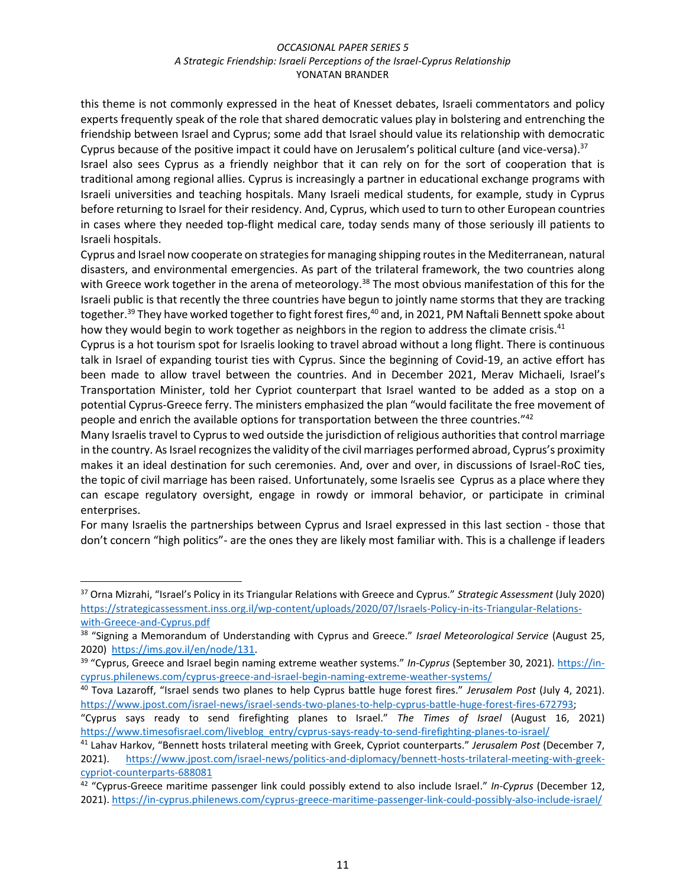this theme is not commonly expressed in the heat of Knesset debates, Israeli commentators and policy experts frequently speak of the role that shared democratic values play in bolstering and entrenching the friendship between Israel and Cyprus; some add that Israel should value its relationship with democratic Cyprus because of the positive impact it could have on Jerusalem's political culture (and vice-versa).[37]

Israel also sees Cyprus as a friendly neighbor that it can rely on for the sort of cooperation that is traditional among regional allies. Cyprus is increasingly a partner in educational exchange programs with Israeli universities and teaching hospitals. Many Israeli medical students, for example, study in Cyprus before returning to Israel for their residency. And, Cyprus, which used to turn to other European countries in cases where they needed top-flight medical care, today sends many of those seriously ill patients to Israeli hospitals.

Cyprus and Israel now cooperate on strategies for managing shipping routes in the Mediterranean, natural disasters, and environmental emergencies. As part of the trilateral framework, the two countries along with Greece work together in the arena of meteorology.[38] The most obvious manifestation of this for the Israeli public is that recently the three countries have begun to jointly name storms that they are tracking together.[39] They have worked together to fight forest fires,[40] and, in 2021, PM Naftali Bennett spoke about how they would begin to work together as neighbors in the region to address the climate crisis.[41]

Cyprus is a hot tourism spot for Israelis looking to travel abroad without a long flight. There is continuous talk in Israel of expanding tourist ties with Cyprus. Since the beginning of Covid-19, an active effort has been made to allow travel between the countries. And in December 2021, Merav Michaeli, Israel's Transportation Minister, told her Cypriot counterpart that Israel wanted to be added as a stop on a potential Cyprus-Greece ferry. The ministers emphasized the plan "would facilitate the free movement of people and enrich the available options for transportation between the three countries."[42]

Many Israelis travel to Cyprus to wed outside the jurisdiction of religious authorities that control marriage in the country. As Israel recognizes the validity of the civil marriages performed abroad, Cyprus's proximity makes it an ideal destination for such ceremonies. And, over and over, in discussions of Israel-RoC ties, the topic of civil marriage has been raised. Unfortunately, some Israelis see Cyprus as a place where they can escape regulatory oversight, engage in rowdy or immoral behavior, or participate in criminal enterprises.

For many Israelis the partnerships between Cyprus and Israel expressed in this last section - those that don't concern "high politics"- are the ones they are likely most familiar with. This is a challenge if leaders

---

[37] Orna Mizrahi, "Israel's Policy in its Triangular Relations with Greece and Cyprus." *Strategic Assessment* (July 2020) https://strategicassessment.inss.org.il/wp-content/uploads/2020/07/Israels-Policy-in-its-Triangular-Relations-with-Greece-and-Cyprus.pdf

[38] "Signing a Memorandum of Understanding with Cyprus and Greece." *Israel Meteorological Service* (August 25, 2020) https://ims.gov.il/en/node/131.

[39] "Cyprus, Greece and Israel begin naming extreme weather systems." *In-Cyprus* (September 30, 2021). https://in-cyprus.philenews.com/cyprus-greece-and-israel-begin-naming-extreme-weather-systems/

[40] Tova Lazaroff, "Israel sends two planes to help Cyprus battle huge forest fires." *Jerusalem Post* (July 4, 2021). https://www.jpost.com/israel-news/israel-sends-two-planes-to-help-cyprus-battle-huge-forest-fires-672793; "Cyprus says ready to send firefighting planes to Israel." *The Times of Israel* (August 16, 2021) https://www.timesofisrael.com/liveblog_entry/cyprus-says-ready-to-send-firefighting-planes-to-israel/

[41] Lahav Harkov, "Bennett hosts trilateral meeting with Greek, Cypriot counterparts." *Jerusalem Post* (December 7, 2021). https://www.jpost.com/israel-news/politics-and-diplomacy/bennett-hosts-trilateral-meeting-with-greek-cypriot-counterparts-688081

[42] "Cyprus-Greece maritime passenger link could possibly extend to also include Israel." *In-Cyprus* (December 12, 2021). https://in-cyprus.philenews.com/cyprus-greece-maritime-passenger-link-could-possibly-also-include-israel/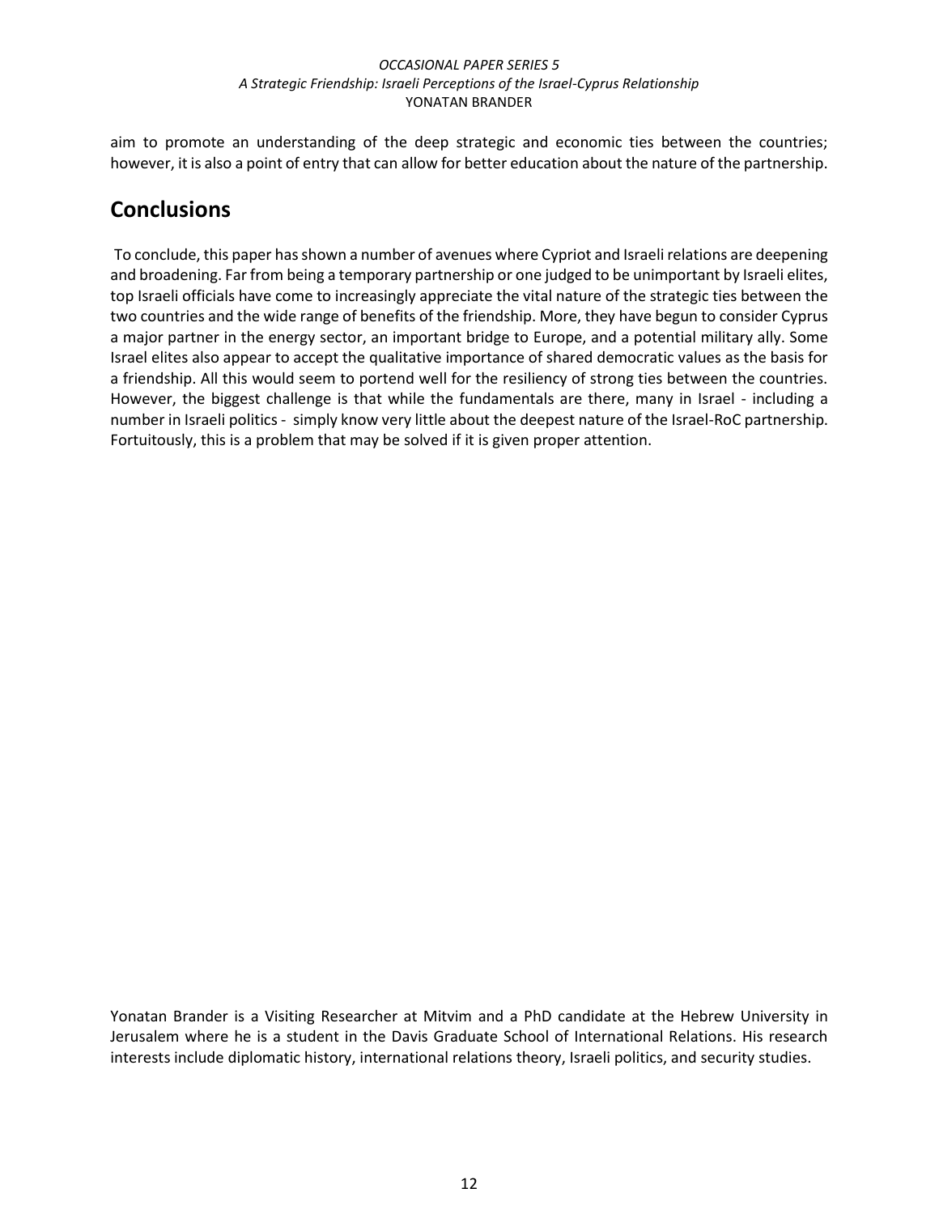aim to promote an understanding of the deep strategic and economic ties between the countries; however, it is also a point of entry that can allow for better education about the nature of the partnership.

## Conclusions

To conclude, this paper has shown a number of avenues where Cypriot and Israeli relations are deepening and broadening. Far from being a temporary partnership or one judged to be unimportant by Israeli elites, top Israeli officials have come to increasingly appreciate the vital nature of the strategic ties between the two countries and the wide range of benefits of the friendship. More, they have begun to consider Cyprus a major partner in the energy sector, an important bridge to Europe, and a potential military ally. Some Israel elites also appear to accept the qualitative importance of shared democratic values as the basis for a friendship. All this would seem to portend well for the resiliency of strong ties between the countries. However, the biggest challenge is that while the fundamentals are there, many in Israel - including a number in Israeli politics - simply know very little about the deepest nature of the Israel-RoC partnership. Fortuitously, this is a problem that may be solved if it is given proper attention.

Yonatan Brander is a Visiting Researcher at Mitvim and a PhD candidate at the Hebrew University in Jerusalem where he is a student in the Davis Graduate School of International Relations. His research interests include diplomatic history, international relations theory, Israeli politics, and security studies.